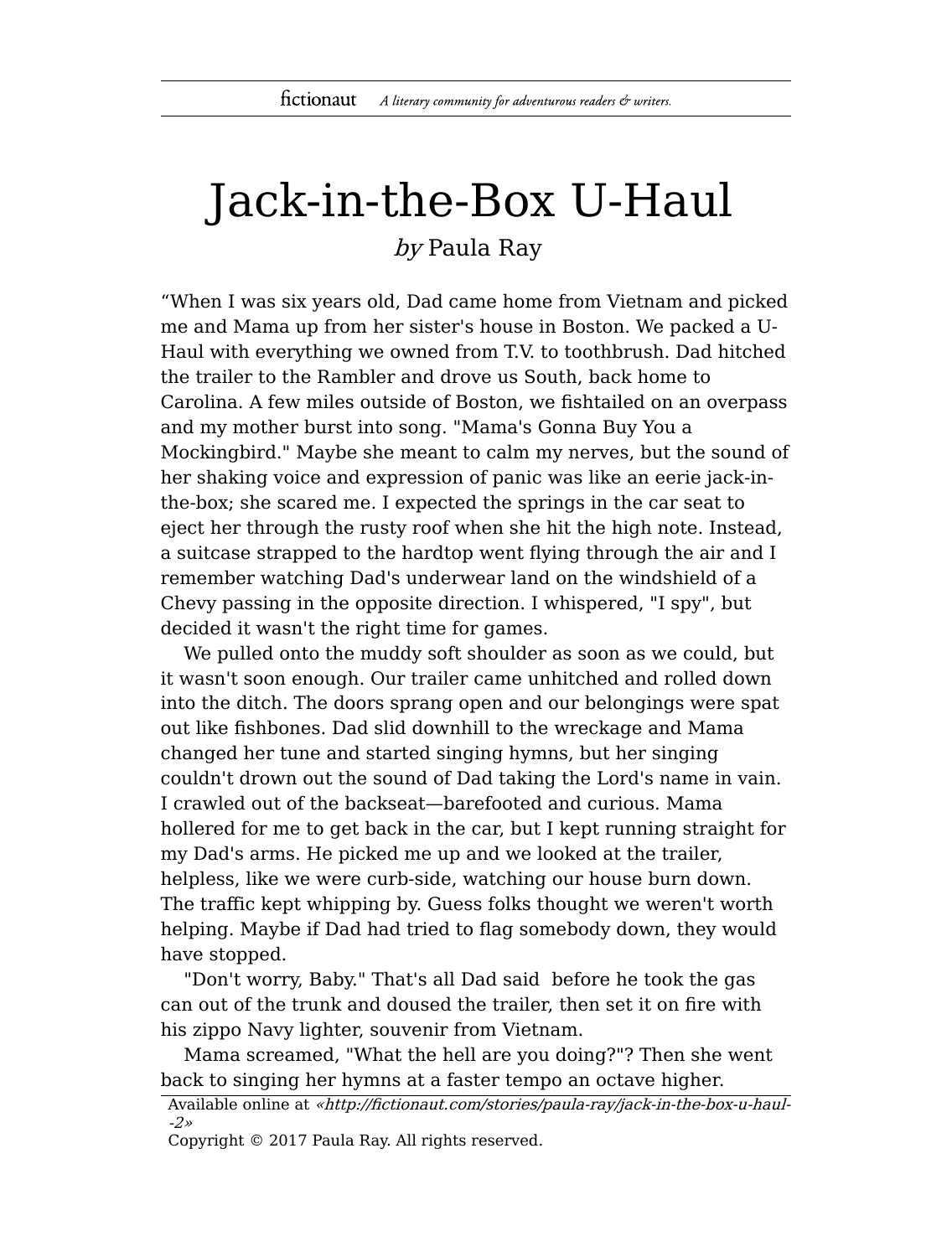# Jack-in-the-Box U-Haul

*by* Paula Ray

“When I was six years old, Dad came home from Vietnam and picked me and Mama up from her sister's house in Boston. We packed a U-Haul with everything we owned from T.V. to toothbrush. Dad hitched the trailer to the Rambler and drove us South, back home to Carolina. A few miles outside of Boston, we fishtailed on an overpass and my mother burst into song. "Mama's Gonna Buy You a Mockingbird." Maybe she meant to calm my nerves, but the sound of her shaking voice and expression of panic was like an eerie jack-in-the-box; she scared me. I expected the springs in the car seat to eject her through the rusty roof when she hit the high note. Instead, a suitcase strapped to the hardtop went flying through the air and I remember watching Dad's underwear land on the windshield of a Chevy passing in the opposite direction. I whispered, "I spy", but decided it wasn't the right time for games.

We pulled onto the muddy soft shoulder as soon as we could, but it wasn't soon enough. Our trailer came unhitched and rolled down into the ditch. The doors sprang open and our belongings were spat out like fishbones. Dad slid downhill to the wreckage and Mama changed her tune and started singing hymns, but her singing couldn't drown out the sound of Dad taking the Lord's name in vain. I crawled out of the backseat—barefooted and curious. Mama hollered for me to get back in the car, but I kept running straight for my Dad's arms. He picked me up and we looked at the trailer, helpless, like we were curb-side, watching our house burn down. The traffic kept whipping by. Guess folks thought we weren't worth helping. Maybe if Dad had tried to flag somebody down, they would have stopped.

"Don't worry, Baby." That's all Dad said before he took the gas can out of the trunk and doused the trailer, then set it on fire with his zippo Navy lighter, souvenir from Vietnam.

Mama screamed, "What the hell are you doing?"? Then she went back to singing her hymns at a faster tempo an octave higher.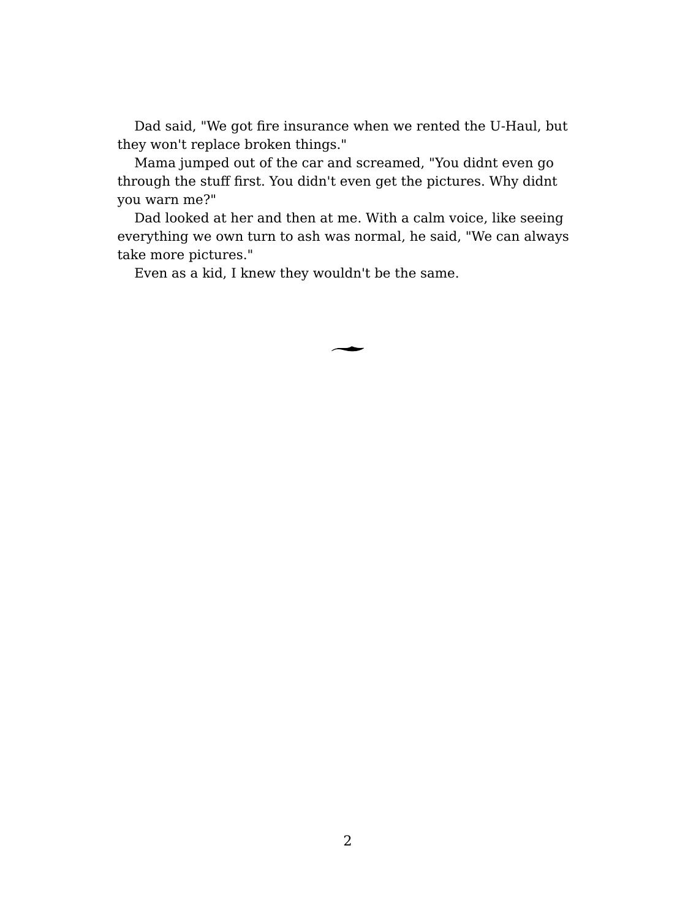Dad said, "We got fire insurance when we rented the U-Haul, but they won't replace broken things."

Mama jumped out of the car and screamed, "You didnt even go through the stuff first. You didn't even get the pictures. Why didnt you warn me?"

Dad looked at her and then at me. With a calm voice, like seeing everything we own turn to ash was normal, he said, "We can always take more pictures."

Even as a kid, I knew they wouldn't be the same.